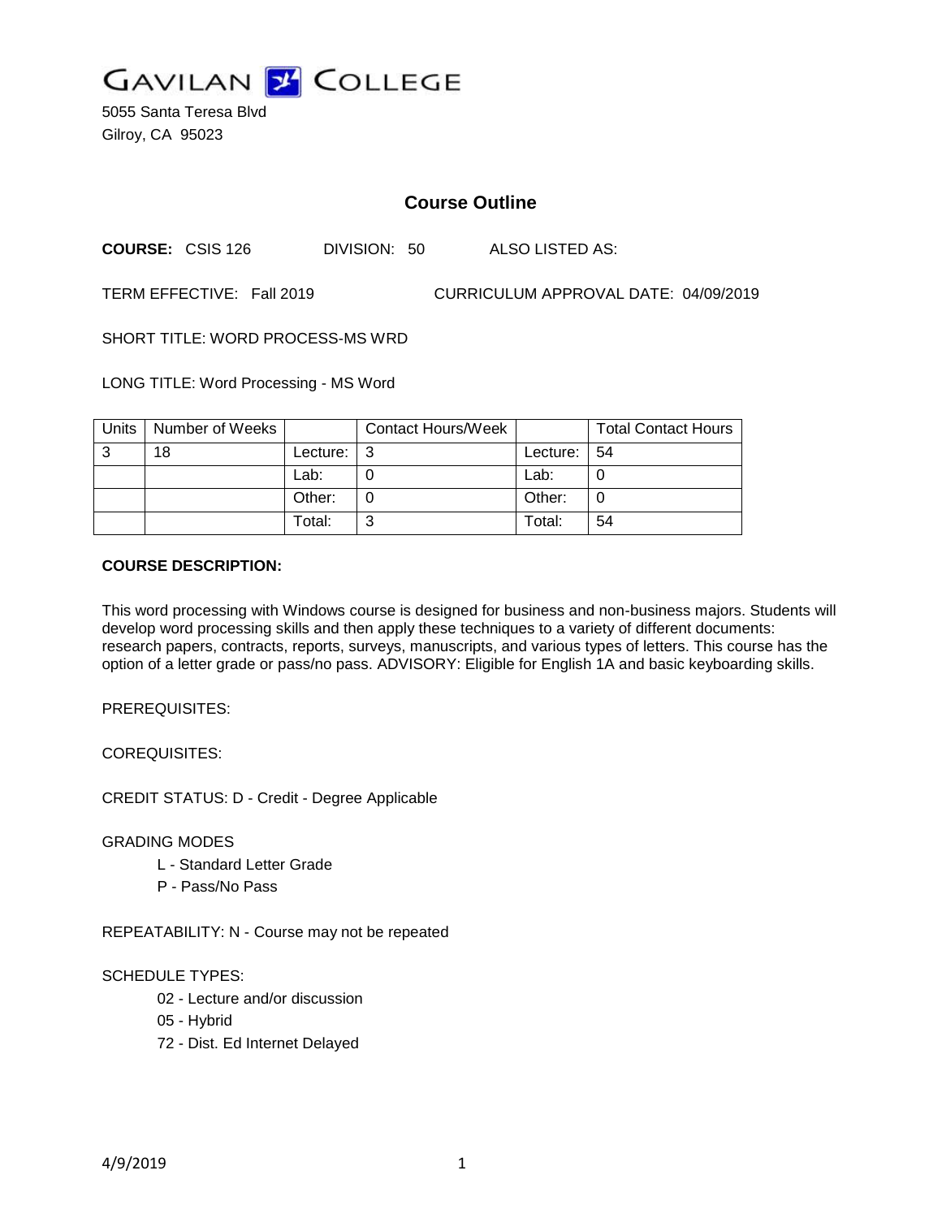GAVILAN COLLEGE

5055 Santa Teresa Blvd
Gilroy, CA 95023

# Course Outline

**COURSE:** CSIS 126 DIVISION: 50 ALSO LISTED AS:

TERM EFFECTIVE: Fall 2019 CURRICULUM APPROVAL DATE: 04/09/2019

SHORT TITLE: WORD PROCESS-MS WRD

LONG TITLE: Word Processing - MS Word

| Units | Number of Weeks | | Contact Hours/Week | | Total Contact Hours |
|---|---|---|---|---|---|
| 3 | 18 | Lecture: | 3 | Lecture: | 54 |
| | | Lab: | 0 | Lab: | 0 |
| | | Other: | 0 | Other: | 0 |
| | | Total: | 3 | Total: | 54 |

**COURSE DESCRIPTION:**

This word processing with Windows course is designed for business and non-business majors. Students will develop word processing skills and then apply these techniques to a variety of different documents: research papers, contracts, reports, surveys, manuscripts, and various types of letters. This course has the option of a letter grade or pass/no pass. ADVISORY: Eligible for English 1A and basic keyboarding skills.

PREREQUISITES:

COREQUISITES:

CREDIT STATUS: D - Credit - Degree Applicable

GRADING MODES

- L - Standard Letter Grade
- P - Pass/No Pass

REPEATABILITY: N - Course may not be repeated

SCHEDULE TYPES:

- 02 - Lecture and/or discussion
- 05 - Hybrid
- 72 - Dist. Ed Internet Delayed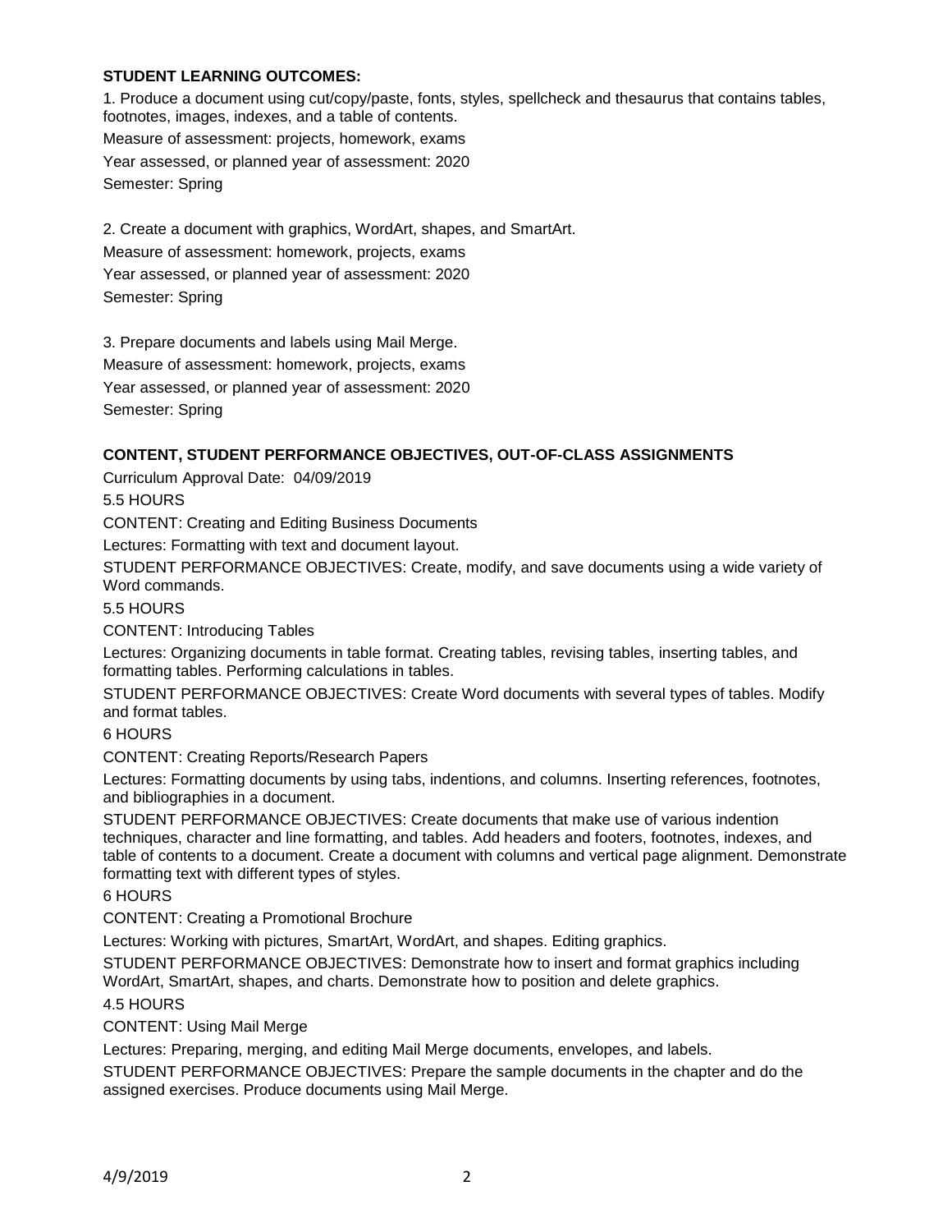## STUDENT LEARNING OUTCOMES:

1. Produce a document using cut/copy/paste, fonts, styles, spellcheck and thesaurus that contains tables, footnotes, images, indexes, and a table of contents.

Measure of assessment: projects, homework, exams

Year assessed, or planned year of assessment: 2020

Semester: Spring

2. Create a document with graphics, WordArt, shapes, and SmartArt.

Measure of assessment: homework, projects, exams

Year assessed, or planned year of assessment: 2020

Semester: Spring

3. Prepare documents and labels using Mail Merge.

Measure of assessment: homework, projects, exams

Year assessed, or planned year of assessment: 2020

Semester: Spring

## CONTENT, STUDENT PERFORMANCE OBJECTIVES, OUT-OF-CLASS ASSIGNMENTS

Curriculum Approval Date: 04/09/2019

5.5 HOURS

CONTENT: Creating and Editing Business Documents

Lectures: Formatting with text and document layout.

STUDENT PERFORMANCE OBJECTIVES: Create, modify, and save documents using a wide variety of Word commands.

5.5 HOURS

CONTENT: Introducing Tables

Lectures: Organizing documents in table format. Creating tables, revising tables, inserting tables, and formatting tables. Performing calculations in tables.

STUDENT PERFORMANCE OBJECTIVES: Create Word documents with several types of tables. Modify and format tables.

6 HOURS

CONTENT: Creating Reports/Research Papers

Lectures: Formatting documents by using tabs, indentions, and columns. Inserting references, footnotes, and bibliographies in a document.

STUDENT PERFORMANCE OBJECTIVES: Create documents that make use of various indention techniques, character and line formatting, and tables. Add headers and footers, footnotes, indexes, and table of contents to a document. Create a document with columns and vertical page alignment. Demonstrate formatting text with different types of styles.

6 HOURS

CONTENT: Creating a Promotional Brochure

Lectures: Working with pictures, SmartArt, WordArt, and shapes. Editing graphics.

STUDENT PERFORMANCE OBJECTIVES: Demonstrate how to insert and format graphics including WordArt, SmartArt, shapes, and charts. Demonstrate how to position and delete graphics.

4.5 HOURS

CONTENT: Using Mail Merge

Lectures: Preparing, merging, and editing Mail Merge documents, envelopes, and labels.

STUDENT PERFORMANCE OBJECTIVES: Prepare the sample documents in the chapter and do the assigned exercises. Produce documents using Mail Merge.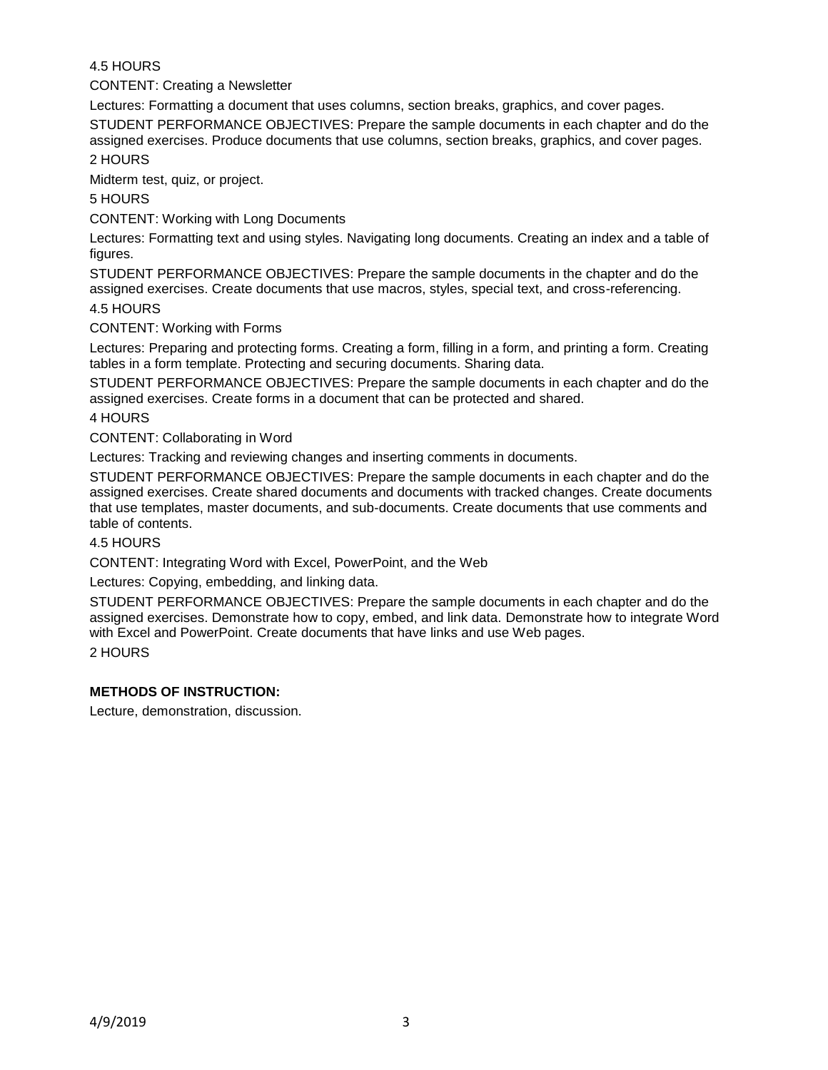4.5 HOURS

CONTENT: Creating a Newsletter

Lectures: Formatting a document that uses columns, section breaks, graphics, and cover pages.

STUDENT PERFORMANCE OBJECTIVES: Prepare the sample documents in each chapter and do the assigned exercises. Produce documents that use columns, section breaks, graphics, and cover pages.

2 HOURS

Midterm test, quiz, or project.

5 HOURS

CONTENT: Working with Long Documents

Lectures: Formatting text and using styles. Navigating long documents. Creating an index and a table of figures.

STUDENT PERFORMANCE OBJECTIVES: Prepare the sample documents in the chapter and do the assigned exercises. Create documents that use macros, styles, special text, and cross-referencing.

4.5 HOURS

CONTENT: Working with Forms

Lectures: Preparing and protecting forms. Creating a form, filling in a form, and printing a form. Creating tables in a form template. Protecting and securing documents. Sharing data.

STUDENT PERFORMANCE OBJECTIVES: Prepare the sample documents in each chapter and do the assigned exercises. Create forms in a document that can be protected and shared.

4 HOURS

CONTENT: Collaborating in Word

Lectures: Tracking and reviewing changes and inserting comments in documents.

STUDENT PERFORMANCE OBJECTIVES: Prepare the sample documents in each chapter and do the assigned exercises. Create shared documents and documents with tracked changes. Create documents that use templates, master documents, and sub-documents. Create documents that use comments and table of contents.

4.5 HOURS

CONTENT: Integrating Word with Excel, PowerPoint, and the Web

Lectures: Copying, embedding, and linking data.

STUDENT PERFORMANCE OBJECTIVES: Prepare the sample documents in each chapter and do the assigned exercises. Demonstrate how to copy, embed, and link data. Demonstrate how to integrate Word with Excel and PowerPoint. Create documents that have links and use Web pages.

2 HOURS

**METHODS OF INSTRUCTION:**

Lecture, demonstration, discussion.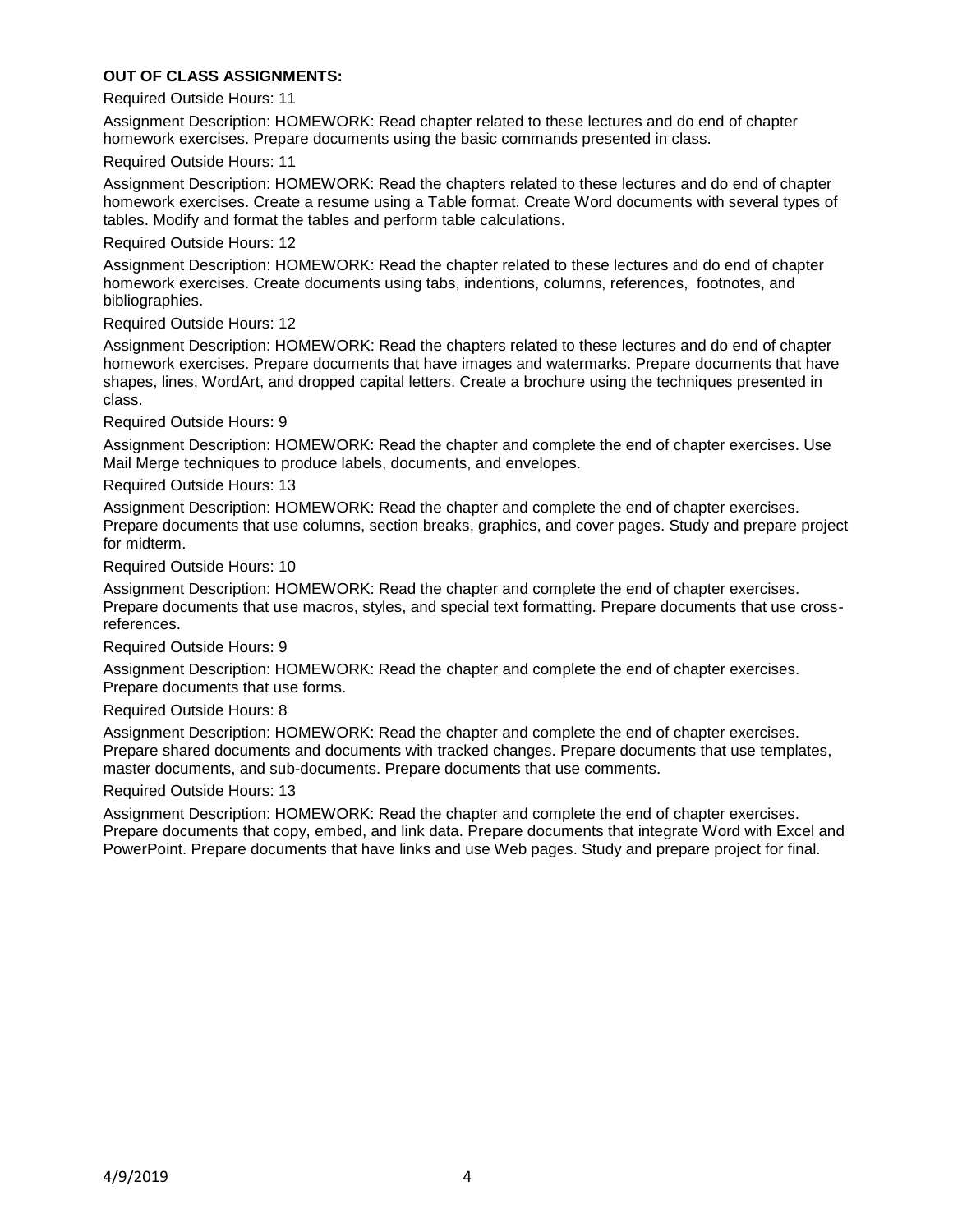**OUT OF CLASS ASSIGNMENTS:**

Required Outside Hours: 11

Assignment Description: HOMEWORK: Read chapter related to these lectures and do end of chapter homework exercises. Prepare documents using the basic commands presented in class.

Required Outside Hours: 11

Assignment Description: HOMEWORK: Read the chapters related to these lectures and do end of chapter homework exercises. Create a resume using a Table format. Create Word documents with several types of tables. Modify and format the tables and perform table calculations.

Required Outside Hours: 12

Assignment Description: HOMEWORK: Read the chapter related to these lectures and do end of chapter homework exercises. Create documents using tabs, indentions, columns, references, footnotes, and bibliographies.

Required Outside Hours: 12

Assignment Description: HOMEWORK: Read the chapters related to these lectures and do end of chapter homework exercises. Prepare documents that have images and watermarks. Prepare documents that have shapes, lines, WordArt, and dropped capital letters. Create a brochure using the techniques presented in class.

Required Outside Hours: 9

Assignment Description: HOMEWORK: Read the chapter and complete the end of chapter exercises. Use Mail Merge techniques to produce labels, documents, and envelopes.

Required Outside Hours: 13

Assignment Description: HOMEWORK: Read the chapter and complete the end of chapter exercises. Prepare documents that use columns, section breaks, graphics, and cover pages. Study and prepare project for midterm.

Required Outside Hours: 10

Assignment Description: HOMEWORK: Read the chapter and complete the end of chapter exercises. Prepare documents that use macros, styles, and special text formatting. Prepare documents that use cross-references.

Required Outside Hours: 9

Assignment Description: HOMEWORK: Read the chapter and complete the end of chapter exercises. Prepare documents that use forms.

Required Outside Hours: 8

Assignment Description: HOMEWORK: Read the chapter and complete the end of chapter exercises. Prepare shared documents and documents with tracked changes. Prepare documents that use templates, master documents, and sub-documents. Prepare documents that use comments.

Required Outside Hours: 13

Assignment Description: HOMEWORK: Read the chapter and complete the end of chapter exercises. Prepare documents that copy, embed, and link data. Prepare documents that integrate Word with Excel and PowerPoint. Prepare documents that have links and use Web pages. Study and prepare project for final.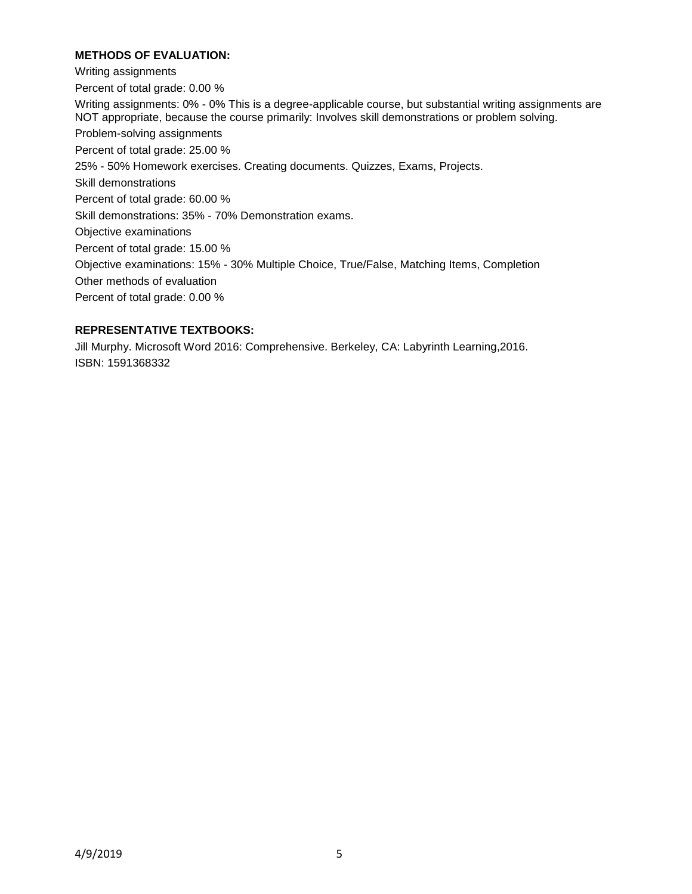**METHODS OF EVALUATION:**

Writing assignments

Percent of total grade: 0.00 %

Writing assignments: 0% - 0% This is a degree-applicable course, but substantial writing assignments are NOT appropriate, because the course primarily: Involves skill demonstrations or problem solving.

Problem-solving assignments

Percent of total grade: 25.00 %

25% - 50% Homework exercises. Creating documents. Quizzes, Exams, Projects.

Skill demonstrations

Percent of total grade: 60.00 %

Skill demonstrations: 35% - 70% Demonstration exams.

Objective examinations

Percent of total grade: 15.00 %

Objective examinations: 15% - 30% Multiple Choice, True/False, Matching Items, Completion

Other methods of evaluation

Percent of total grade: 0.00 %

**REPRESENTATIVE TEXTBOOKS:**

Jill Murphy. Microsoft Word 2016: Comprehensive. Berkeley, CA: Labyrinth Learning,2016.
ISBN: 1591368332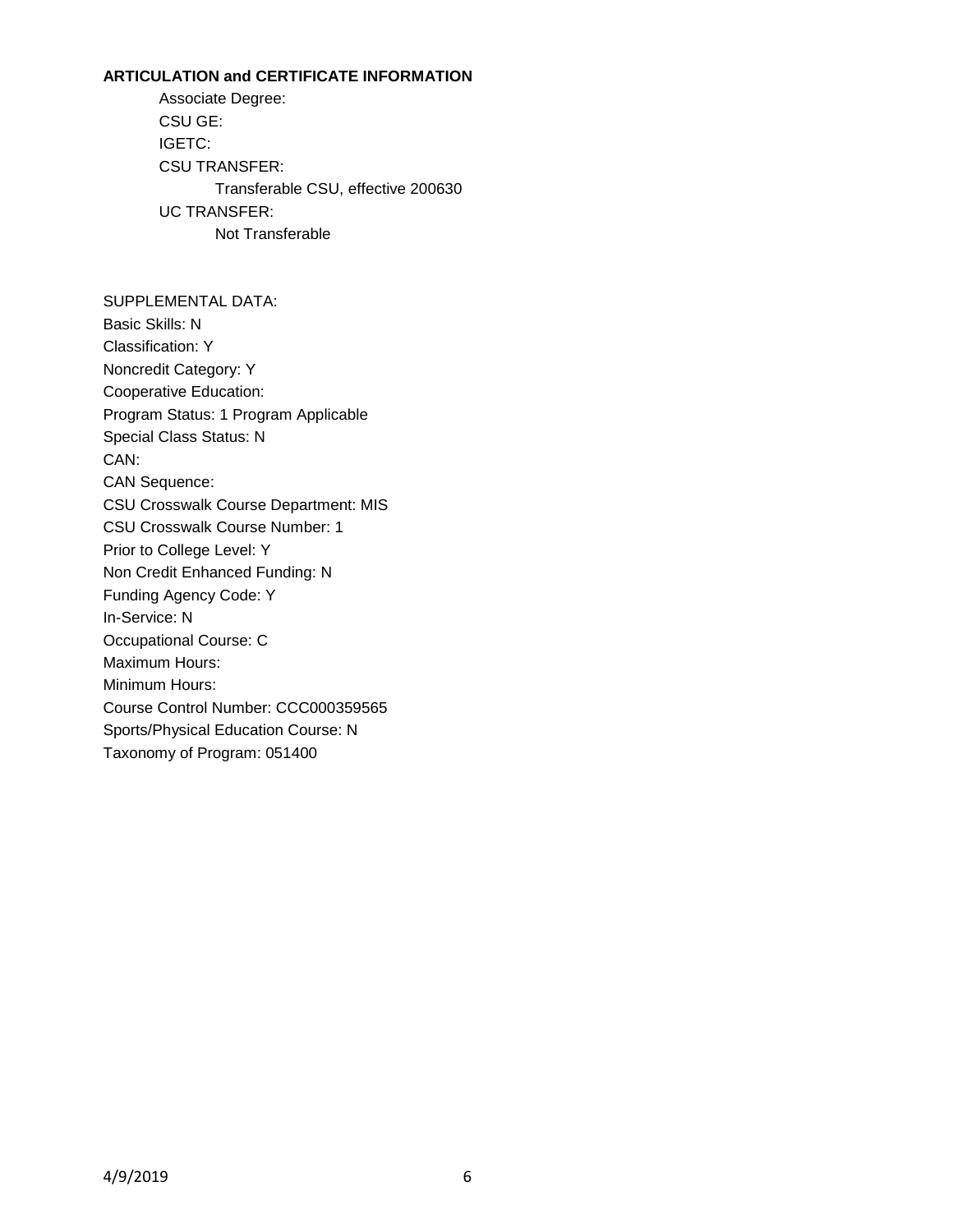**ARTICULATION and CERTIFICATE INFORMATION**

Associate Degree:

CSU GE:

IGETC:

CSU TRANSFER:

Transferable CSU, effective 200630

UC TRANSFER:

Not Transferable

SUPPLEMENTAL DATA:

Basic Skills: N

Classification: Y

Noncredit Category: Y

Cooperative Education:

Program Status: 1 Program Applicable

Special Class Status: N

CAN:

CAN Sequence:

CSU Crosswalk Course Department: MIS

CSU Crosswalk Course Number: 1

Prior to College Level: Y

Non Credit Enhanced Funding: N

Funding Agency Code: Y

In-Service: N

Occupational Course: C

Maximum Hours:

Minimum Hours:

Course Control Number: CCC000359565

Sports/Physical Education Course: N

Taxonomy of Program: 051400

4/9/2019